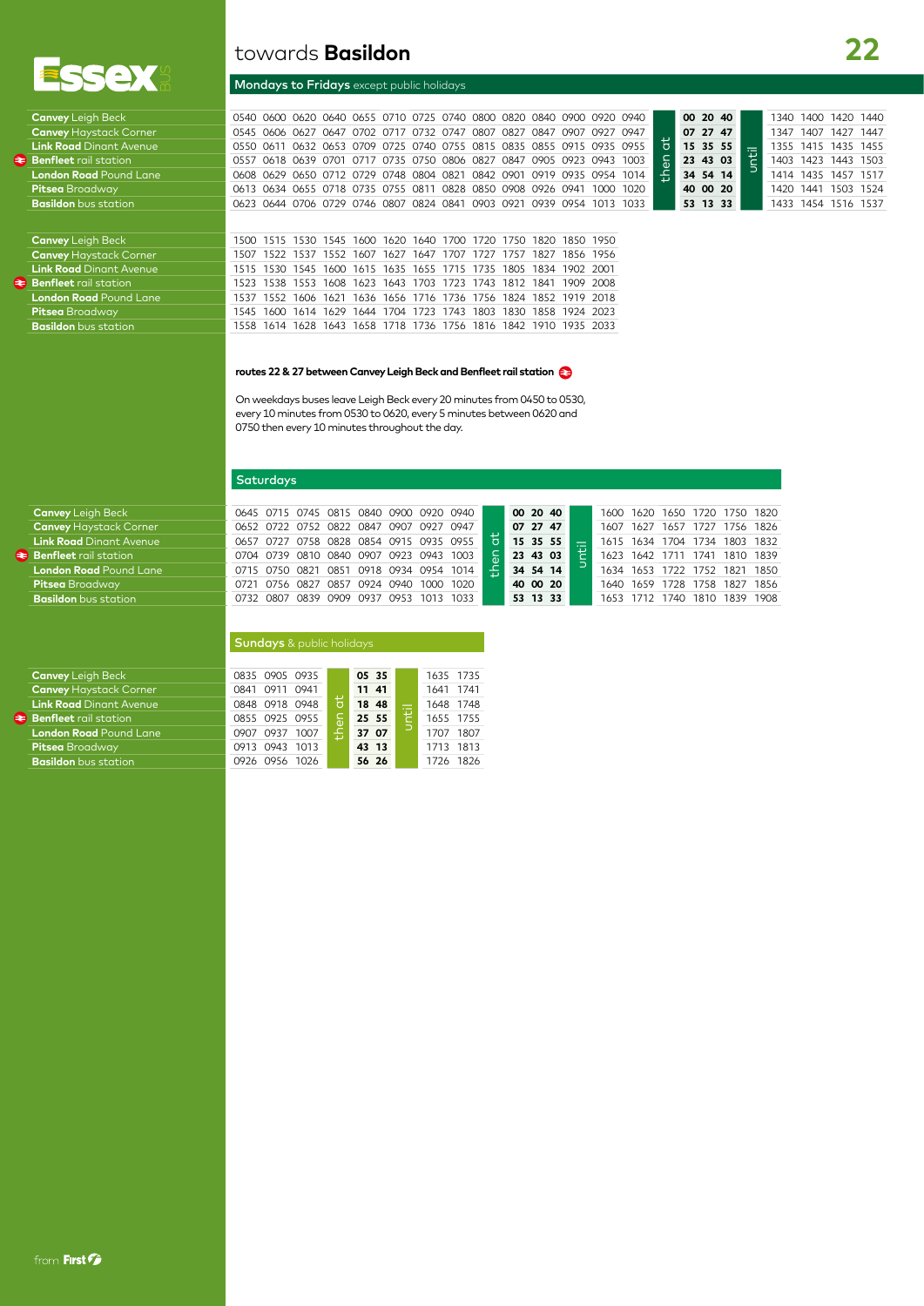# towards **Basildon** 22

Essex BUS

## Mondays to Fridays except public holidays

| Stop | | | | | | | | | | | | | | | | | | | | | | | |
|---|---|---|---|---|---|---|---|---|---|---|---|---|---|---|---|---|---|---|---|---|---|---|---|
| **Canvey** Leigh Beck | 0540 | 0600 | 0620 | 0640 | 0655 | 0710 | 0725 | 0740 | 0800 | 0820 | 0840 | 0900 | 0920 | 0940 | then at | **00** | **20** | **40** | until | 1340 | 1400 | 1420 | 1440 |
| **Canvey** Haystack Corner | 0545 | 0606 | 0627 | 0647 | 0702 | 0717 | 0732 | 0747 | 0807 | 0827 | 0847 | 0907 | 0927 | 0947 | | **07** | **27** | **47** | | 1347 | 1407 | 1427 | 1447 |
| **Link Road** Dinant Avenue | 0550 | 0611 | 0632 | 0653 | 0709 | 0725 | 0740 | 0755 | 0815 | 0835 | 0855 | 0915 | 0935 | 0955 | | **15** | **35** | **55** | | 1355 | 1415 | 1435 | 1455 |
| **Benfleet** rail station | 0557 | 0618 | 0639 | 0701 | 0717 | 0735 | 0750 | 0806 | 0827 | 0847 | 0905 | 0923 | 0943 | 1003 | | **23** | **43** | **03** | | 1403 | 1423 | 1443 | 1503 |
| **London Road** Pound Lane | 0608 | 0629 | 0650 | 0712 | 0729 | 0748 | 0804 | 0821 | 0842 | 0901 | 0919 | 0935 | 0954 | 1014 | | **34** | **54** | **14** | | 1414 | 1435 | 1457 | 1517 |
| **Pitsea** Broadway | 0613 | 0634 | 0655 | 0718 | 0735 | 0755 | 0811 | 0828 | 0850 | 0908 | 0926 | 0941 | 1000 | 1020 | | **40** | **00** | **20** | | 1420 | 1441 | 1503 | 1524 |
| **Basildon** bus station | 0623 | 0644 | 0706 | 0729 | 0746 | 0807 | 0824 | 0841 | 0903 | 0921 | 0939 | 0954 | 1013 | 1033 | | **53** | **13** | **33** | | 1433 | 1454 | 1516 | 1537 |

| Stop | | | | | | | | | | | | | |
|---|---|---|---|---|---|---|---|---|---|---|---|---|---|
| **Canvey** Leigh Beck | 1500 | 1515 | 1530 | 1545 | 1600 | 1620 | 1640 | 1700 | 1720 | 1750 | 1820 | 1850 | 1950 |
| **Canvey** Haystack Corner | 1507 | 1522 | 1537 | 1552 | 1607 | 1627 | 1647 | 1707 | 1727 | 1757 | 1827 | 1856 | 1956 |
| **Link Road** Dinant Avenue | 1515 | 1530 | 1545 | 1600 | 1615 | 1635 | 1655 | 1715 | 1735 | 1805 | 1834 | 1902 | 2001 |
| **Benfleet** rail station | 1523 | 1538 | 1553 | 1608 | 1623 | 1643 | 1703 | 1723 | 1743 | 1812 | 1841 | 1909 | 2008 |
| **London Road** Pound Lane | 1537 | 1552 | 1606 | 1621 | 1636 | 1656 | 1716 | 1736 | 1756 | 1824 | 1852 | 1919 | 2018 |
| **Pitsea** Broadway | 1545 | 1600 | 1614 | 1629 | 1644 | 1704 | 1723 | 1743 | 1803 | 1830 | 1858 | 1924 | 2023 |
| **Basildon** bus station | 1558 | 1614 | 1628 | 1643 | 1658 | 1718 | 1736 | 1756 | 1816 | 1842 | 1910 | 1935 | 2033 |

**routes 22 & 27 between Canvey Leigh Beck and Benfleet rail station**

On weekdays buses leave Leigh Beck every 20 minutes from 0450 to 0530, every 10 minutes from 0530 to 0620, every 5 minutes between 0620 and 0750 then every 10 minutes throughout the day.

## Saturdays

| Stop | | | | | | | | | | | | | | | | | | | |
|---|---|---|---|---|---|---|---|---|---|---|---|---|---|---|---|---|---|---|---|
| **Canvey** Leigh Beck | 0645 | 0715 | 0745 | 0815 | 0840 | 0900 | 0920 | 0940 | then at | **00** | **20** | **40** | until | 1600 | 1620 | 1650 | 1720 | 1750 | 1820 |
| **Canvey** Haystack Corner | 0652 | 0722 | 0752 | 0822 | 0847 | 0907 | 0927 | 0947 | | **07** | **27** | **47** | | 1607 | 1627 | 1657 | 1727 | 1756 | 1826 |
| **Link Road** Dinant Avenue | 0657 | 0727 | 0758 | 0828 | 0854 | 0915 | 0935 | 0955 | | **15** | **35** | **55** | | 1615 | 1634 | 1704 | 1734 | 1803 | 1832 |
| **Benfleet** rail station | 0704 | 0739 | 0810 | 0840 | 0907 | 0923 | 0943 | 1003 | | **23** | **43** | **03** | | 1623 | 1642 | 1711 | 1741 | 1810 | 1839 |
| **London Road** Pound Lane | 0715 | 0750 | 0821 | 0851 | 0918 | 0934 | 0954 | 1014 | | **34** | **54** | **14** | | 1634 | 1653 | 1722 | 1752 | 1821 | 1850 |
| **Pitsea** Broadway | 0721 | 0756 | 0827 | 0857 | 0924 | 0940 | 1000 | 1020 | | **40** | **00** | **20** | | 1640 | 1659 | 1728 | 1758 | 1827 | 1856 |
| **Basildon** bus station | 0732 | 0807 | 0839 | 0909 | 0937 | 0953 | 1013 | 1033 | | **53** | **13** | **33** | | 1653 | 1712 | 1740 | 1810 | 1839 | 1908 |

## Sundays & public holidays

| Stop | | | | | | | | | |
|---|---|---|---|---|---|---|---|---|---|
| **Canvey** Leigh Beck | 0835 | 0905 | 0935 | then at | **05** | **35** | until | 1635 | 1735 |
| **Canvey** Haystack Corner | 0841 | 0911 | 0941 | | **11** | **41** | | 1641 | 1741 |
| **Link Road** Dinant Avenue | 0848 | 0918 | 0948 | | **18** | **48** | | 1648 | 1748 |
| **Benfleet** rail station | 0855 | 0925 | 0955 | | **25** | **55** | | 1655 | 1755 |
| **London Road** Pound Lane | 0907 | 0937 | 1007 | | **37** | **07** | | 1707 | 1807 |
| **Pitsea** Broadway | 0913 | 0943 | 1013 | | **43** | **13** | | 1713 | 1813 |
| **Basildon** bus station | 0926 | 0956 | 1026 | | **56** | **26** | | 1726 | 1826 |

from First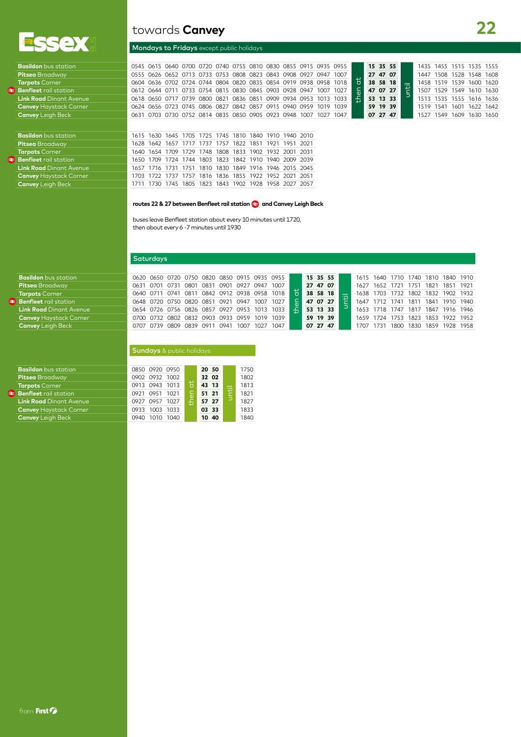# towards **Canvey** — 22

Essex BUS

## Mondays to Fridays except public holidays

| | | | | | | | | | | | | | | | | | | | | | | |
|---|---|---|---|---|---|---|---|---|---|---|---|---|---|---|---|---|---|---|---|---|---|---|
| **Basildon** bus station | 0545 | 0615 | 0640 | 0700 | 0720 | 0740 | 0755 | 0810 | 0830 | 0855 | 0915 | 0935 | 0955 | then at | **15 35 55** | until | 1435 | 1455 | 1515 | 1535 | 1555 |
| **Pitsea** Broadway | 0555 | 0626 | 0652 | 0713 | 0733 | 0753 | 0808 | 0823 | 0843 | 0908 | 0927 | 0947 | 1007 | | **27 47 07** | | 1447 | 1508 | 1528 | 1548 | 1608 |
| **Tarpots** Corner | 0604 | 0636 | 0702 | 0724 | 0744 | 0804 | 0820 | 0835 | 0854 | 0919 | 0938 | 0958 | 1018 | | **38 58 18** | | 1458 | 1519 | 1539 | 1600 | 1620 |
| **Benfleet** rail station | 0612 | 0644 | 0711 | 0733 | 0754 | 0815 | 0830 | 0845 | 0903 | 0928 | 0947 | 1007 | 1027 | | **47 07 27** | | 1507 | 1529 | 1549 | 1610 | 1630 |
| **Link Road** Dinant Avenue | 0618 | 0650 | 0717 | 0739 | 0800 | 0821 | 0836 | 0851 | 0909 | 0934 | 0953 | 1013 | 1033 | | **53 13 33** | | 1513 | 1535 | 1555 | 1616 | 1636 |
| **Canvey** Haystack Corner | 0624 | 0656 | 0723 | 0745 | 0806 | 0827 | 0842 | 0857 | 0915 | 0940 | 0959 | 1019 | 1039 | | **59 19 39** | | 1519 | 1541 | 1601 | 1622 | 1642 |
| **Canvey** Leigh Beck | 0631 | 0703 | 0730 | 0752 | 0814 | 0835 | 0850 | 0905 | 0923 | 0948 | 1007 | 1027 | 1047 | | **07 27 47** | | 1527 | 1549 | 1609 | 1630 | 1650 |

| | | | | | | | | | | | |
|---|---|---|---|---|---|---|---|---|---|---|---|
| **Basildon** bus station | 1615 | 1630 | 1645 | 1705 | 1725 | 1745 | 1810 | 1840 | 1910 | 1940 | 2010 |
| **Pitsea** Broadway | 1628 | 1642 | 1657 | 1717 | 1737 | 1757 | 1822 | 1851 | 1921 | 1951 | 2021 |
| **Tarpots** Corner | 1640 | 1654 | 1709 | 1729 | 1748 | 1808 | 1833 | 1902 | 1932 | 2001 | 2031 |
| **Benfleet** rail station | 1650 | 1709 | 1724 | 1744 | 1803 | 1823 | 1842 | 1910 | 1940 | 2009 | 2039 |
| **Link Road** Dinant Avenue | 1657 | 1716 | 1731 | 1751 | 1810 | 1830 | 1849 | 1916 | 1946 | 2015 | 2045 |
| **Canvey** Haystack Corner | 1703 | 1722 | 1737 | 1757 | 1816 | 1836 | 1855 | 1922 | 1952 | 2021 | 2051 |
| **Canvey** Leigh Beck | 1711 | 1730 | 1745 | 1805 | 1823 | 1843 | 1902 | 1928 | 1958 | 2027 | 2057 |

**routes 22 & 27 between Benfleet rail station and Canvey Leigh Beck**

buses leave Benfleet station about every 10 minutes until 1720, then about every 6 -7 minutes until 1930

## Saturdays

| | | | | | | | | | | | | | | | | | | | |
|---|---|---|---|---|---|---|---|---|---|---|---|---|---|---|---|---|---|---|---|
| **Basildon** bus station | 0620 | 0650 | 0720 | 0750 | 0820 | 0850 | 0915 | 0935 | 0955 | then at | **15 35 55** | until | 1615 | 1640 | 1710 | 1740 | 1810 | 1840 | 1910 |
| **Pitsea** Broadway | 0631 | 0701 | 0731 | 0801 | 0831 | 0901 | 0927 | 0947 | 1007 | | **27 47 07** | | 1627 | 1652 | 1721 | 1751 | 1821 | 1851 | 1921 |
| **Tarpots** Corner | 0640 | 0711 | 0741 | 0811 | 0842 | 0912 | 0938 | 0958 | 1018 | | **38 58 18** | | 1638 | 1703 | 1732 | 1802 | 1832 | 1902 | 1932 |
| **Benfleet** rail station | 0648 | 0720 | 0750 | 0820 | 0851 | 0921 | 0947 | 1007 | 1027 | | **47 07 27** | | 1647 | 1712 | 1741 | 1811 | 1841 | 1910 | 1940 |
| **Link Road** Dinant Avenue | 0654 | 0726 | 0756 | 0826 | 0857 | 0927 | 0953 | 1013 | 1033 | | **53 13 33** | | 1653 | 1718 | 1747 | 1817 | 1847 | 1916 | 1946 |
| **Canvey** Haystack Corner | 0700 | 0732 | 0802 | 0832 | 0903 | 0933 | 0959 | 1019 | 1039 | | **59 19 39** | | 1659 | 1724 | 1753 | 1823 | 1853 | 1922 | 1952 |
| **Canvey** Leigh Beck | 0707 | 0739 | 0809 | 0839 | 0911 | 0941 | 1007 | 1027 | 1047 | | **07 27 47** | | 1707 | 1731 | 1800 | 1830 | 1859 | 1928 | 1958 |

## Sundays & public holidays

| | | | | | | | |
|---|---|---|---|---|---|---|---|
| **Basildon** bus station | 0850 | 0920 | 0950 | then at | **20 50** | until | 1750 |
| **Pitsea** Broadway | 0902 | 0932 | 1002 | | **32 02** | | 1802 |
| **Tarpots** Corner | 0913 | 0943 | 1013 | | **43 13** | | 1813 |
| **Benfleet** rail station | 0921 | 0951 | 1021 | | **51 21** | | 1821 |
| **Link Road** Dinant Avenue | 0927 | 0957 | 1027 | | **57 27** | | 1827 |
| **Canvey** Haystack Corner | 0933 | 1003 | 1033 | | **03 33** | | 1833 |
| **Canvey** Leigh Beck | 0940 | 1010 | 1040 | | **10 40** | | 1840 |

from First